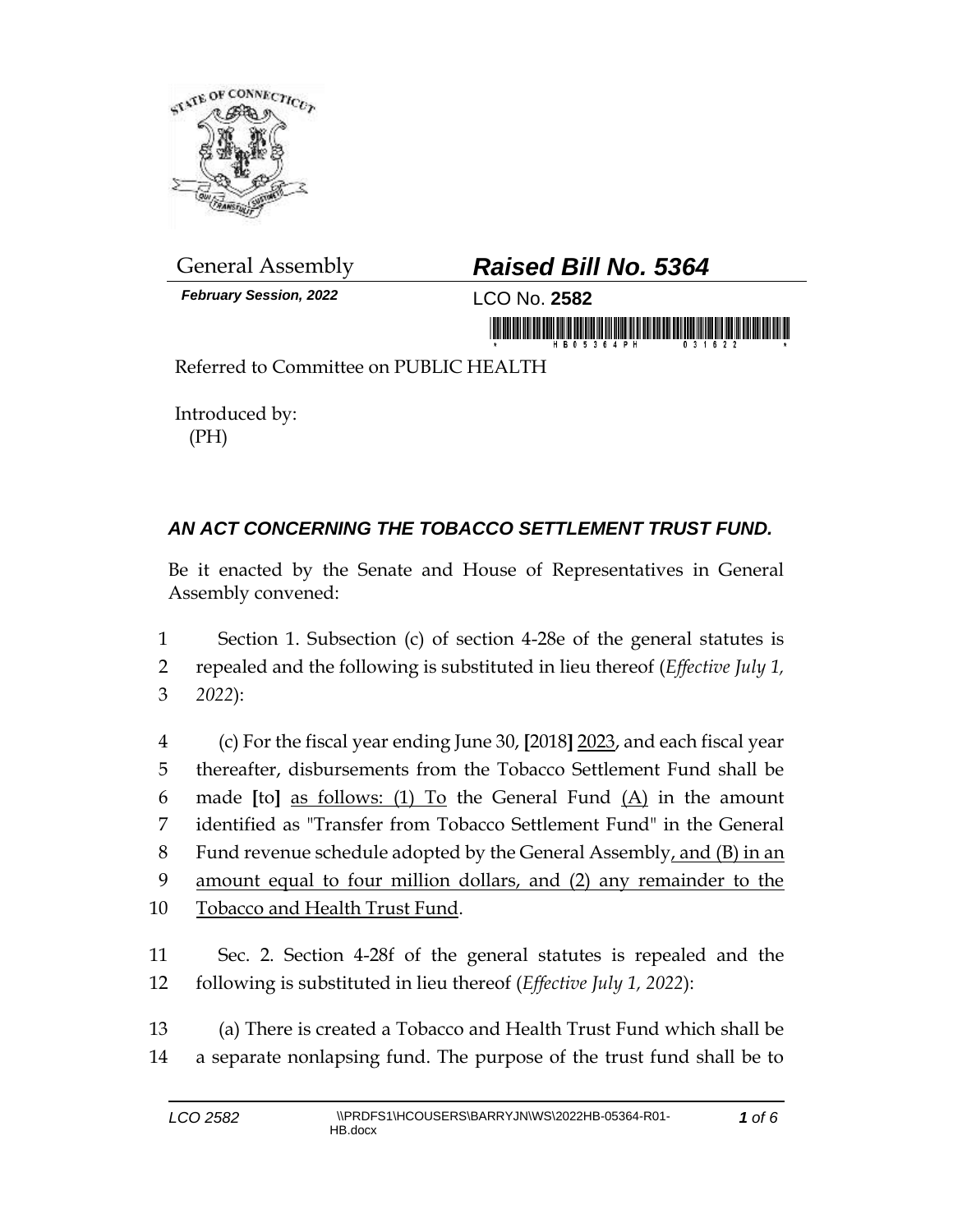General Assembly

***February Session, 2022***

## *Raised Bill No. 5364*

LCO No. **2582**

Referred to Committee on PUBLIC HEALTH

Introduced by:
(PH)

### *AN ACT CONCERNING THE TOBACCO SETTLEMENT TRUST FUND.*

Be it enacted by the Senate and House of Representatives in General Assembly convened:

1 Section 1. Subsection (c) of section 4-28e of the general statutes is
2 repealed and the following is substituted in lieu thereof (*Effective July 1,*
3 *2022*):

4 (c) For the fiscal year ending June 30, **[**2018**]** <u>2023</u>, and each fiscal year
5 thereafter, disbursements from the Tobacco Settlement Fund shall be
6 made **[**to**]** <u>as follows: (1) To</u> the General Fund <u>(A)</u> in the amount
7 identified as "Transfer from Tobacco Settlement Fund" in the General
8 Fund revenue schedule adopted by the General Assembly<u>, and (B) in an</u>
9 <u>amount equal to four million dollars, and (2) any remainder to the</u>
10 <u>Tobacco and Health Trust Fund</u>.

11 Sec. 2. Section 4-28f of the general statutes is repealed and the
12 following is substituted in lieu thereof (*Effective July 1, 2022*):

13 (a) There is created a Tobacco and Health Trust Fund which shall be
14 a separate nonlapsing fund. The purpose of the trust fund shall be to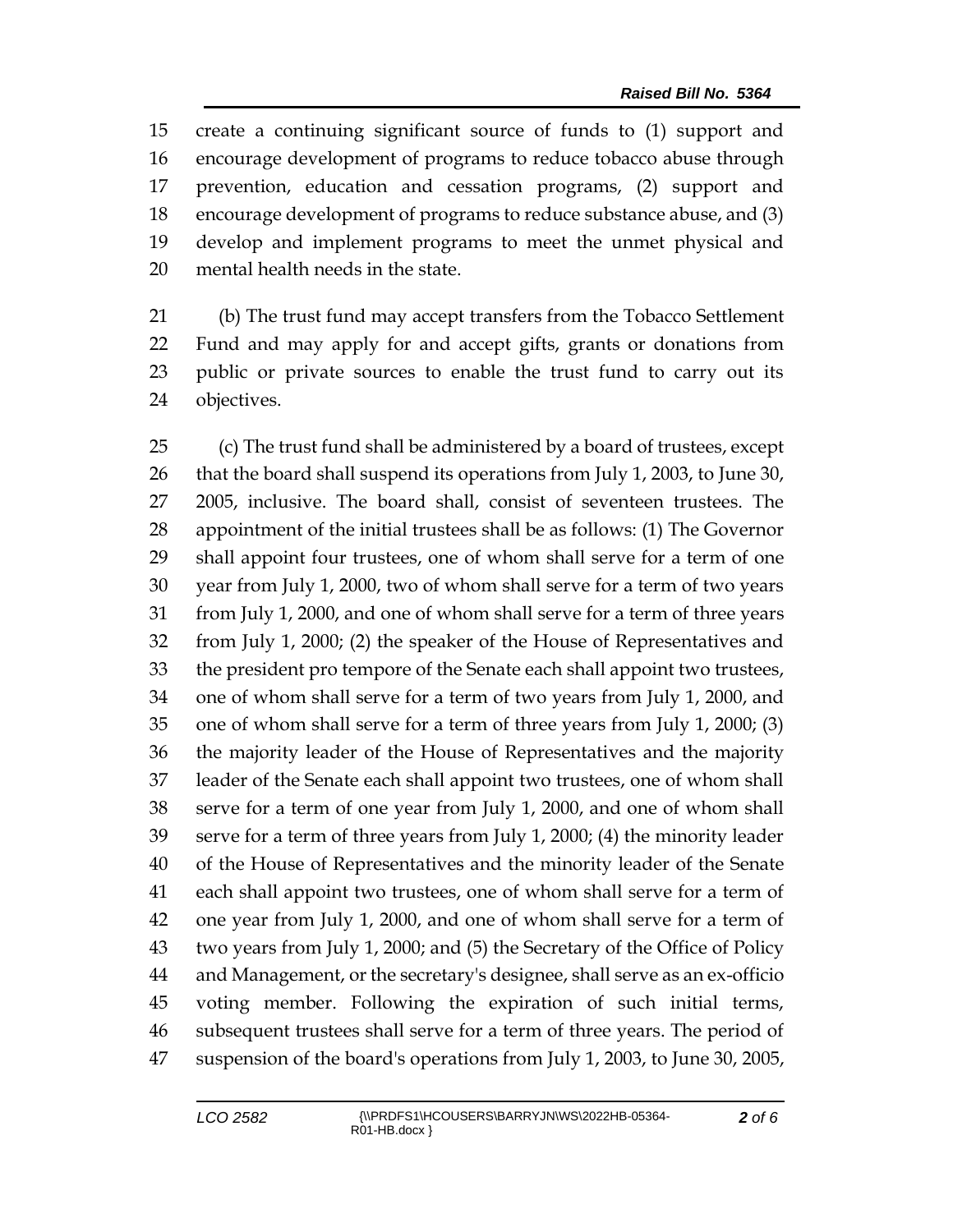15 create a continuing significant source of funds to (1) support and
16 encourage development of programs to reduce tobacco abuse through
17 prevention, education and cessation programs, (2) support and
18 encourage development of programs to reduce substance abuse, and (3)
19 develop and implement programs to meet the unmet physical and
20 mental health needs in the state.

21 (b) The trust fund may accept transfers from the Tobacco Settlement
22 Fund and may apply for and accept gifts, grants or donations from
23 public or private sources to enable the trust fund to carry out its
24 objectives.

25 (c) The trust fund shall be administered by a board of trustees, except
26 that the board shall suspend its operations from July 1, 2003, to June 30,
27 2005, inclusive. The board shall, consist of seventeen trustees. The
28 appointment of the initial trustees shall be as follows: (1) The Governor
29 shall appoint four trustees, one of whom shall serve for a term of one
30 year from July 1, 2000, two of whom shall serve for a term of two years
31 from July 1, 2000, and one of whom shall serve for a term of three years
32 from July 1, 2000; (2) the speaker of the House of Representatives and
33 the president pro tempore of the Senate each shall appoint two trustees,
34 one of whom shall serve for a term of two years from July 1, 2000, and
35 one of whom shall serve for a term of three years from July 1, 2000; (3)
36 the majority leader of the House of Representatives and the majority
37 leader of the Senate each shall appoint two trustees, one of whom shall
38 serve for a term of one year from July 1, 2000, and one of whom shall
39 serve for a term of three years from July 1, 2000; (4) the minority leader
40 of the House of Representatives and the minority leader of the Senate
41 each shall appoint two trustees, one of whom shall serve for a term of
42 one year from July 1, 2000, and one of whom shall serve for a term of
43 two years from July 1, 2000; and (5) the Secretary of the Office of Policy
44 and Management, or the secretary's designee, shall serve as an ex-officio
45 voting member. Following the expiration of such initial terms,
46 subsequent trustees shall serve for a term of three years. The period of
47 suspension of the board's operations from July 1, 2003, to June 30, 2005,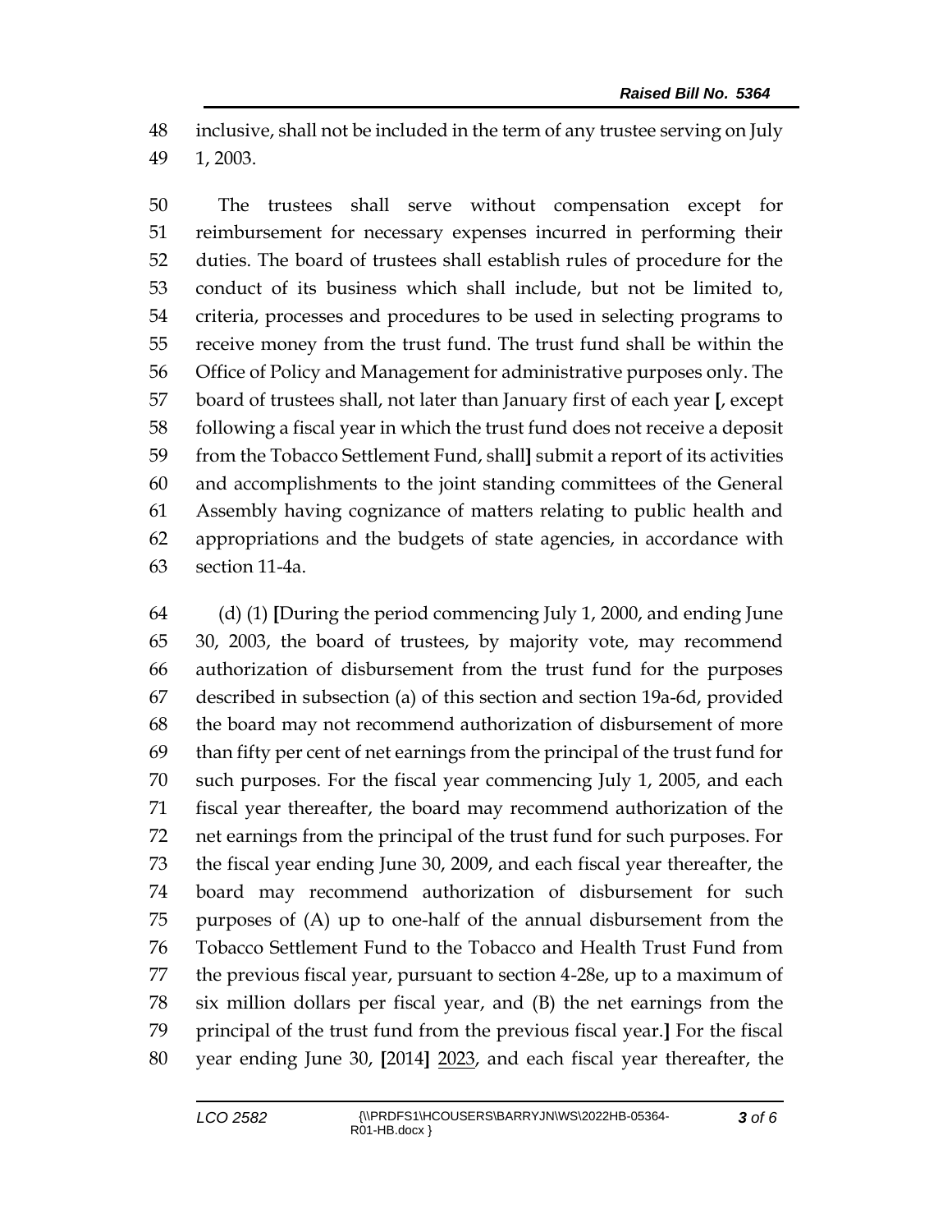inclusive, shall not be included in the term of any trustee serving on July 1, 2003.

The trustees shall serve without compensation except for reimbursement for necessary expenses incurred in performing their duties. The board of trustees shall establish rules of procedure for the conduct of its business which shall include, but not be limited to, criteria, processes and procedures to be used in selecting programs to receive money from the trust fund. The trust fund shall be within the Office of Policy and Management for administrative purposes only. The board of trustees shall, not later than January first of each year **[**, except following a fiscal year in which the trust fund does not receive a deposit from the Tobacco Settlement Fund, shall**]** submit a report of its activities and accomplishments to the joint standing committees of the General Assembly having cognizance of matters relating to public health and appropriations and the budgets of state agencies, in accordance with section 11-4a.

(d) (1) **[**During the period commencing July 1, 2000, and ending June 30, 2003, the board of trustees, by majority vote, may recommend authorization of disbursement from the trust fund for the purposes described in subsection (a) of this section and section 19a-6d, provided the board may not recommend authorization of disbursement of more than fifty per cent of net earnings from the principal of the trust fund for such purposes. For the fiscal year commencing July 1, 2005, and each fiscal year thereafter, the board may recommend authorization of the net earnings from the principal of the trust fund for such purposes. For the fiscal year ending June 30, 2009, and each fiscal year thereafter, the board may recommend authorization of disbursement for such purposes of (A) up to one-half of the annual disbursement from the Tobacco Settlement Fund to the Tobacco and Health Trust Fund from the previous fiscal year, pursuant to section 4-28e, up to a maximum of six million dollars per fiscal year, and (B) the net earnings from the principal of the trust fund from the previous fiscal year.**]** For the fiscal year ending June 30, **[**2014**]** <u>2023</u>, and each fiscal year thereafter, the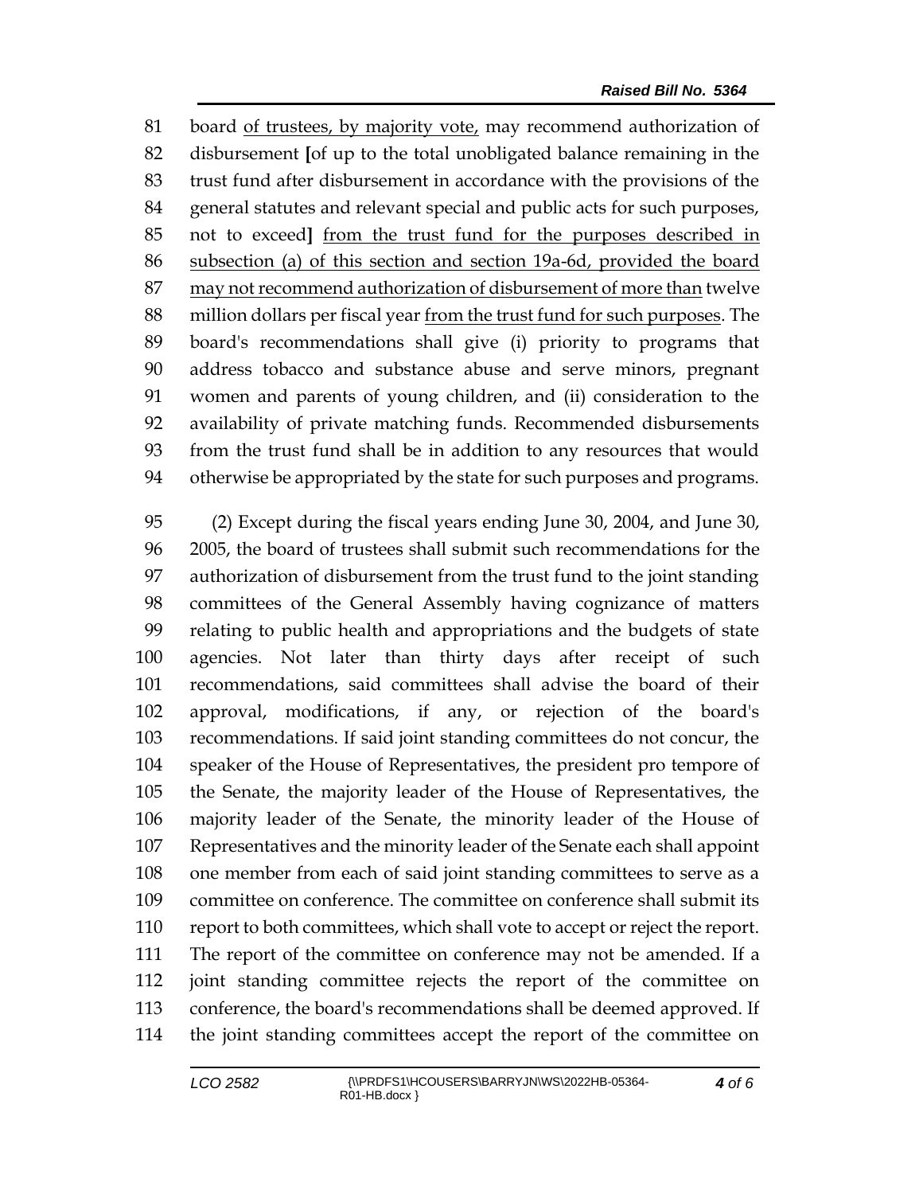81 board <u>of trustees, by majority vote,</u> may recommend authorization of
82 disbursement **[**of up to the total unobligated balance remaining in the
83 trust fund after disbursement in accordance with the provisions of the
84 general statutes and relevant special and public acts for such purposes,
85 not to exceed**]** <u>from the trust fund for the purposes described in</u>
86 <u>subsection (a) of this section and section 19a-6d, provided the board</u>
87 <u>may not recommend authorization of disbursement of more than</u> twelve
88 million dollars per fiscal year <u>from the trust fund for such purposes</u>. The
89 board's recommendations shall give (i) priority to programs that
90 address tobacco and substance abuse and serve minors, pregnant
91 women and parents of young children, and (ii) consideration to the
92 availability of private matching funds. Recommended disbursements
93 from the trust fund shall be in addition to any resources that would
94 otherwise be appropriated by the state for such purposes and programs.

95 (2) Except during the fiscal years ending June 30, 2004, and June 30,
96 2005, the board of trustees shall submit such recommendations for the
97 authorization of disbursement from the trust fund to the joint standing
98 committees of the General Assembly having cognizance of matters
99 relating to public health and appropriations and the budgets of state
100 agencies. Not later than thirty days after receipt of such
101 recommendations, said committees shall advise the board of their
102 approval, modifications, if any, or rejection of the board's
103 recommendations. If said joint standing committees do not concur, the
104 speaker of the House of Representatives, the president pro tempore of
105 the Senate, the majority leader of the House of Representatives, the
106 majority leader of the Senate, the minority leader of the House of
107 Representatives and the minority leader of the Senate each shall appoint
108 one member from each of said joint standing committees to serve as a
109 committee on conference. The committee on conference shall submit its
110 report to both committees, which shall vote to accept or reject the report.
111 The report of the committee on conference may not be amended. If a
112 joint standing committee rejects the report of the committee on
113 conference, the board's recommendations shall be deemed approved. If
114 the joint standing committees accept the report of the committee on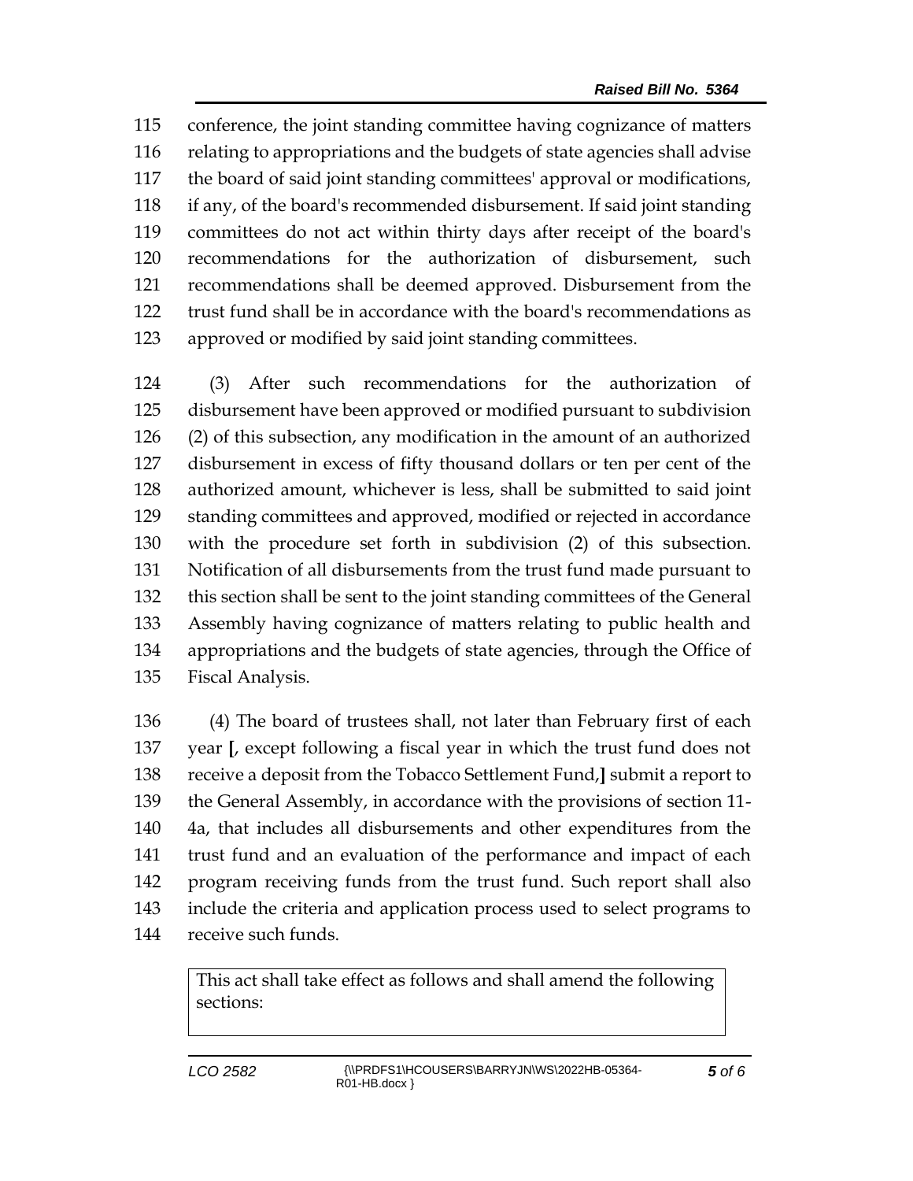115 conference, the joint standing committee having cognizance of matters
116 relating to appropriations and the budgets of state agencies shall advise
117 the board of said joint standing committees' approval or modifications,
118 if any, of the board's recommended disbursement. If said joint standing
119 committees do not act within thirty days after receipt of the board's
120 recommendations for the authorization of disbursement, such
121 recommendations shall be deemed approved. Disbursement from the
122 trust fund shall be in accordance with the board's recommendations as
123 approved or modified by said joint standing committees.

124 (3) After such recommendations for the authorization of
125 disbursement have been approved or modified pursuant to subdivision
126 (2) of this subsection, any modification in the amount of an authorized
127 disbursement in excess of fifty thousand dollars or ten per cent of the
128 authorized amount, whichever is less, shall be submitted to said joint
129 standing committees and approved, modified or rejected in accordance
130 with the procedure set forth in subdivision (2) of this subsection.
131 Notification of all disbursements from the trust fund made pursuant to
132 this section shall be sent to the joint standing committees of the General
133 Assembly having cognizance of matters relating to public health and
134 appropriations and the budgets of state agencies, through the Office of
135 Fiscal Analysis.

136 (4) The board of trustees shall, not later than February first of each
137 year **[**, except following a fiscal year in which the trust fund does not
138 receive a deposit from the Tobacco Settlement Fund,**]** submit a report to
139 the General Assembly, in accordance with the provisions of section 11-
140 4a, that includes all disbursements and other expenditures from the
141 trust fund and an evaluation of the performance and impact of each
142 program receiving funds from the trust fund. Such report shall also
143 include the criteria and application process used to select programs to
144 receive such funds.

| This act shall take effect as follows and shall amend the following sections: |
| --- |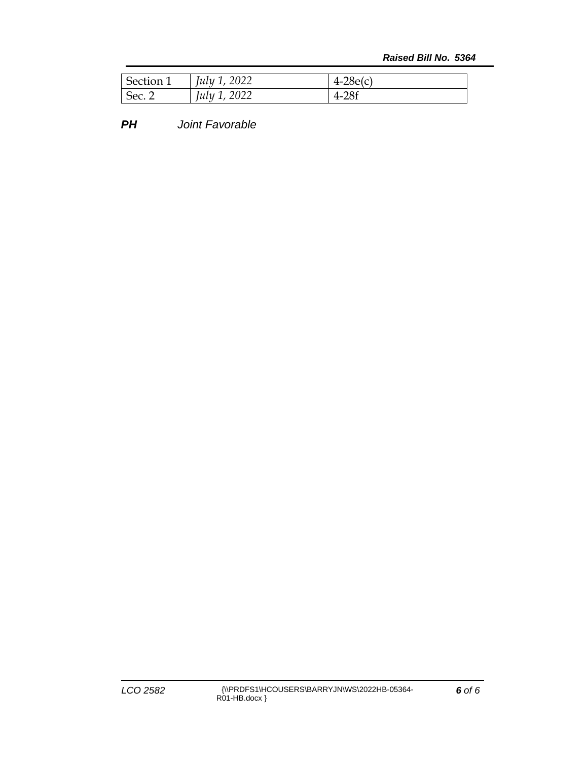| | | |
|---|---|---|
| Section 1 | *July 1, 2022* | 4-28e(c) |
| Sec. 2 | *July 1, 2022* | 4-28f |

***PH*** *Joint Favorable*